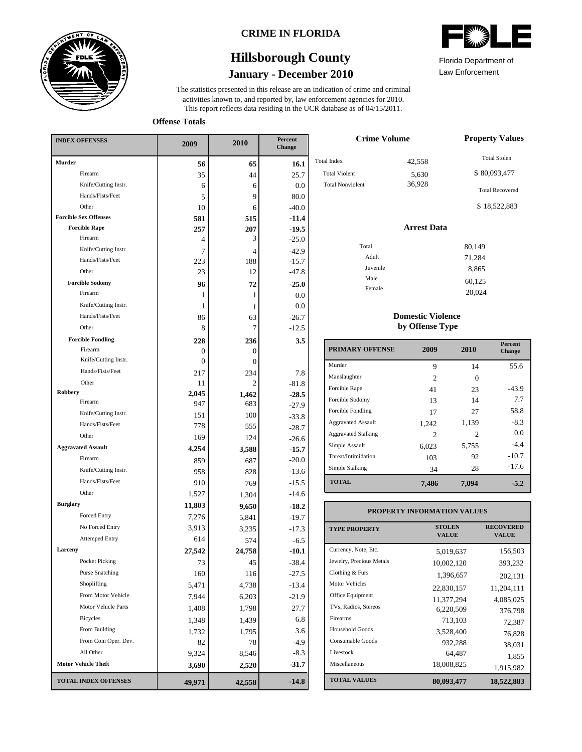**CRIME IN FLORIDA**

# Hillsborough County

## January - December 2010

Florida Department of Law Enforcement

The statistics presented in this release are an indication of crime and criminal activities known to, and reported by, law enforcement agencies for 2010. This report reflects data residing in the UCR database as of 04/15/2011.

**Offense Totals**

| INDEX OFFENSES | 2009 | 2010 | Percent Change |
|---|---|---|---|
| **Murder** | **56** | **65** | **16.1** |
| Firearm | 35 | 44 | 25.7 |
| Knife/Cutting Instr. | 6 | 6 | 0.0 |
| Hands/Fists/Feet | 5 | 9 | 80.0 |
| Other | 10 | 6 | -40.0 |
| **Forcible Sex Offenses** | **581** | **515** | **-11.4** |
| **Forcible Rape** | **257** | **207** | **-19.5** |
| Firearm | 4 | 3 | -25.0 |
| Knife/Cutting Instr. | 7 | 4 | -42.9 |
| Hands/Fists/Feet | 223 | 188 | -15.7 |
| Other | 23 | 12 | -47.8 |
| **Forcible Sodomy** | **96** | **72** | **-25.0** |
| Firearm | 1 | 1 | 0.0 |
| Knife/Cutting Instr. | 1 | 1 | 0.0 |
| Hands/Fists/Feet | 86 | 63 | -26.7 |
| Other | 8 | 7 | -12.5 |
| **Forcible Fondling** | **228** | **236** | **3.5** |
| Firearm | 0 | 0 | |
| Knife/Cutting Instr. | 0 | 0 | |
| Hands/Fists/Feet | 217 | 234 | 7.8 |
| Other | 11 | 2 | -81.8 |
| **Robbery** | **2,045** | **1,462** | **-28.5** |
| Firearm | 947 | 683 | -27.9 |
| Knife/Cutting Instr. | 151 | 100 | -33.8 |
| Hands/Fists/Feet | 778 | 555 | -28.7 |
| Other | 169 | 124 | -26.6 |
| **Aggravated Assault** | **4,254** | **3,588** | **-15.7** |
| Firearm | 859 | 687 | -20.0 |
| Knife/Cutting Instr. | 958 | 828 | -13.6 |
| Hands/Fists/Feet | 910 | 769 | -15.5 |
| Other | 1,527 | 1,304 | -14.6 |
| **Burglary** | **11,803** | **9,650** | **-18.2** |
| Forced Entry | 7,276 | 5,841 | -19.7 |
| No Forced Entry | 3,913 | 3,235 | -17.3 |
| Attemped Entry | 614 | 574 | -6.5 |
| **Larceny** | **27,542** | **24,758** | **-10.1** |
| Pocket Picking | 73 | 45 | -38.4 |
| Purse Snatching | 160 | 116 | -27.5 |
| Shoplifting | 5,471 | 4,738 | -13.4 |
| From Motor Vehicle | 7,944 | 6,203 | -21.9 |
| Motor Vehicle Parts | 1,408 | 1,798 | 27.7 |
| Bicycles | 1,348 | 1,439 | 6.8 |
| From Building | 1,732 | 1,795 | 3.6 |
| From Coin Oper. Dev. | 82 | 78 | -4.9 |
| All Other | 9,324 | 8,546 | -8.3 |
| **Motor Vehicle Theft** | **3,690** | **2,520** | **-31.7** |
| **TOTAL INDEX OFFENSES** | **49,971** | **42,558** | **-14.8** |

**Crime Volume**

| | |
|---|---|
| Total Index | 42,558 |
| Total Violent | 5,630 |
| Total Nonviolent | 36,928 |

**Property Values**

Total Stolen: $ 80,093,477

Total Recovered: $ 18,522,883

**Arrest Data**

| | |
|---|---|
| Total | 80,149 |
| Adult | 71,284 |
| Juvenile | 8,865 |
| Male | 60,125 |
| Female | 20,024 |

**Domestic Violence by Offense Type**

| PRIMARY OFFENSE | 2009 | 2010 | Percent Change |
|---|---|---|---|
| Murder | 9 | 14 | 55.6 |
| Manslaughter | 2 | 0 | |
| Forcible Rape | 41 | 23 | -43.9 |
| Forcible Sodomy | 13 | 14 | 7.7 |
| Forcible Fondling | 17 | 27 | 58.8 |
| Aggravated Assault | 1,242 | 1,139 | -8.3 |
| Aggravated Stalking | 2 | 2 | 0.0 |
| Simple Assault | 6,023 | 5,755 | -4.4 |
| Threat/Intimidation | 103 | 92 | -10.7 |
| Simple Stalking | 34 | 28 | -17.6 |
| **TOTAL** | **7,486** | **7,094** | **-5.2** |

**PROPERTY INFORMATION VALUES**

| TYPE PROPERTY | STOLEN VALUE | RECOVERED VALUE |
|---|---|---|
| Currency, Note, Etc. | 5,019,637 | 156,503 |
| Jewelry, Precious Metals | 10,002,120 | 393,232 |
| Clothing & Furs | 1,396,657 | 202,131 |
| Motor Vehicles | 22,830,157 | 11,204,111 |
| Office Equipment | 11,377,294 | 4,085,025 |
| TVs, Radios, Stereos | 6,220,509 | 376,798 |
| Firearms | 713,103 | 72,387 |
| Household Goods | 3,528,400 | 76,828 |
| Consumable Goods | 932,288 | 38,031 |
| Livestock | 64,487 | 1,855 |
| Miscellaneous | 18,008,825 | 1,915,982 |
| **TOTAL VALUES** | **80,093,477** | **18,522,883** |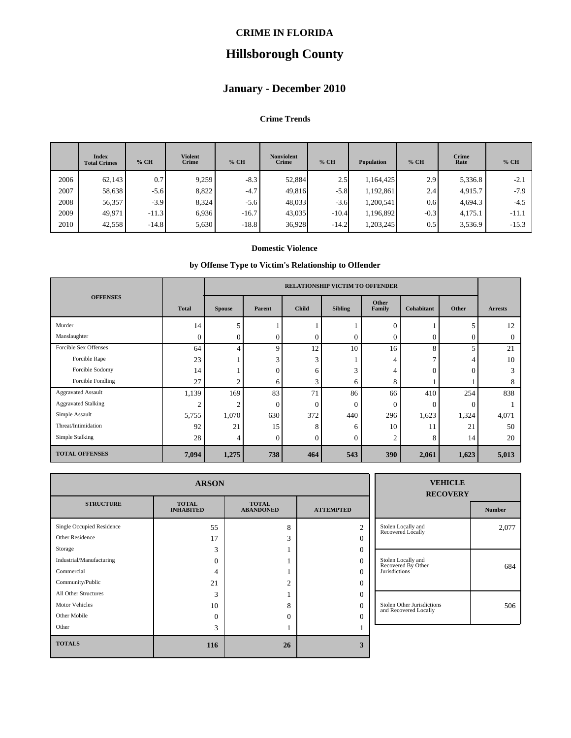**CRIME IN FLORIDA**

# Hillsborough County

## January - December 2010

### Crime Trends

| | Index Total Crimes | % CH | Violent Crime | % CH | Nonviolent Crime | % CH | Population | % CH | Crime Rate | % CH |
|---|---|---|---|---|---|---|---|---|---|---|
| 2006 | 62,143 | 0.7 | 9,259 | -8.3 | 52,884 | 2.5 | 1,164,425 | 2.9 | 5,336.8 | -2.1 |
| 2007 | 58,638 | -5.6 | 8,822 | -4.7 | 49,816 | -5.8 | 1,192,861 | 2.4 | 4,915.7 | -7.9 |
| 2008 | 56,357 | -3.9 | 8,324 | -5.6 | 48,033 | -3.6 | 1,200,541 | 0.6 | 4,694.3 | -4.5 |
| 2009 | 49,971 | -11.3 | 6,936 | -16.7 | 43,035 | -10.4 | 1,196,892 | -0.3 | 4,175.1 | -11.1 |
| 2010 | 42,558 | -14.8 | 5,630 | -18.8 | 36,928 | -14.2 | 1,203,245 | 0.5 | 3,536.9 | -15.3 |

### Domestic Violence

### by Offense Type to Victim's Relationship to Offender

| OFFENSES | | RELATIONSHIP VICTIM TO OFFENDER | | | | | | | |
|---|---|---|---|---|---|---|---|---|---|
| | Total | Spouse | Parent | Child | Sibling | Other Family | Cohabitant | Other | Arrests |
| Murder | 14 | 5 | 1 | 1 | 1 | 0 | 1 | 5 | 12 |
| Manslaughter | 0 | 0 | 0 | 0 | 0 | 0 | 0 | 0 | 0 |
| Forcible Sex Offenses | 64 | 4 | 9 | 12 | 10 | 16 | 8 | 5 | 21 |
| Forcible Rape | 23 | 1 | 3 | 3 | 1 | 4 | 7 | 4 | 10 |
| Forcible Sodomy | 14 | 1 | 0 | 6 | 3 | 4 | 0 | 0 | 3 |
| Forcible Fondling | 27 | 2 | 6 | 3 | 6 | 8 | 1 | 1 | 8 |
| Aggravated Assault | 1,139 | 169 | 83 | 71 | 86 | 66 | 410 | 254 | 838 |
| Aggravated Stalking | 2 | 2 | 0 | 0 | 0 | 0 | 0 | 0 | 1 |
| Simple Assault | 5,755 | 1,070 | 630 | 372 | 440 | 296 | 1,623 | 1,324 | 4,071 |
| Threat/Intimidation | 92 | 21 | 15 | 8 | 6 | 10 | 11 | 21 | 50 |
| Simple Stalking | 28 | 4 | 0 | 0 | 0 | 2 | 8 | 14 | 20 |
| **TOTAL OFFENSES** | **7,094** | **1,275** | **738** | **464** | **543** | **390** | **2,061** | **1,623** | **5,013** |

| ARSON | | | |
|---|---|---|---|
| STRUCTURE | TOTAL INHABITED | TOTAL ABANDONED | ATTEMPTED |
| Single Occupied Residence | 55 | 8 | 2 |
| Other Residence | 17 | 3 | 0 |
| Storage | 3 | 1 | 0 |
| Industrial/Manufacturing | 0 | 1 | 0 |
| Commercial | 4 | 1 | 0 |
| Community/Public | 21 | 2 | 0 |
| All Other Structures | 3 | 1 | 0 |
| Motor Vehicles | 10 | 8 | 0 |
| Other Mobile | 0 | 0 | 0 |
| Other | 3 | 1 | 1 |
| **TOTALS** | **116** | **26** | **3** |

| VEHICLE RECOVERY | |
|---|---|
| | Number |
| Stolen Locally and Recovered Locally | 2,077 |
| Stolen Locally and Recovered By Other Jurisdictions | 684 |
| Stolen Other Jurisdictions and Recovered Locally | 506 |